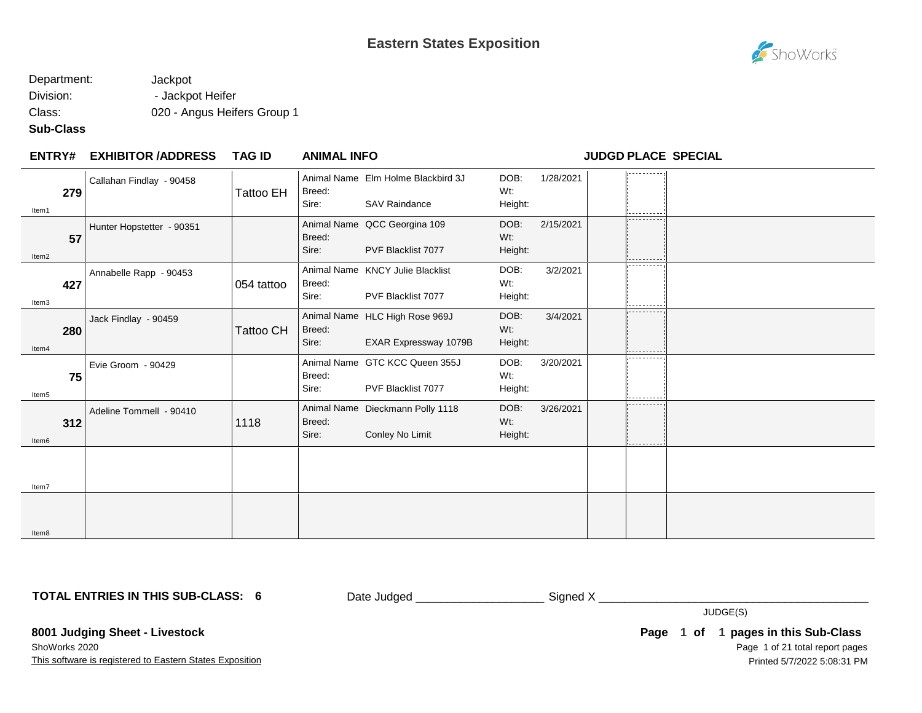# Eastern States Exposition

Department: Jackpot
Division: - Jackpot Heifer
Class: 020 - Angus Heifers Group 1
**Sub-Class**

| ENTRY# | EXHIBITOR /ADDRESS | TAG ID | ANIMAL INFO | | | | JUDGD PLACE | SPECIAL |
|---|---|---|---|---|---|---|---|---|
| **279** Item1 | Callahan Findlay - 90458 | Tattoo EH | Animal Name<br>Breed:<br>Sire: | Elm Holme Blackbird 3J<br><br>SAV Raindance | DOB:<br>Wt:<br>Height: | 1/28/2021 | | |
| **57** Item2 | Hunter Hopstetter - 90351 | | Animal Name<br>Breed:<br>Sire: | QCC Georgina 109<br><br>PVF Blacklist 7077 | DOB:<br>Wt:<br>Height: | 2/15/2021 | | |
| **427** Item3 | Annabelle Rapp - 90453 | 054 tattoo | Animal Name<br>Breed:<br>Sire: | KNCY Julie Blacklist<br><br>PVF Blacklist 7077 | DOB:<br>Wt:<br>Height: | 3/2/2021 | | |
| **280** Item4 | Jack Findlay - 90459 | Tattoo CH | Animal Name<br>Breed:<br>Sire: | HLC High Rose 969J<br><br>EXAR Expressway 1079B | DOB:<br>Wt:<br>Height: | 3/4/2021 | | |
| **75** Item5 | Evie Groom - 90429 | | Animal Name<br>Breed:<br>Sire: | GTC KCC Queen 355J<br><br>PVF Blacklist 7077 | DOB:<br>Wt:<br>Height: | 3/20/2021 | | |
| **312** Item6 | Adeline Tommell - 90410 | 1118 | Animal Name<br>Breed:<br>Sire: | Dieckmann Polly 1118<br><br>Conley No Limit | DOB:<br>Wt:<br>Height: | 3/26/2021 | | |
| Item7 | | | | | | | | |
| Item8 | | | | | | | | |

**TOTAL ENTRIES IN THIS SUB-CLASS: 6**

Date Judged ___________________ Signed X ________________________________________
JUDGE(S)

**8001 Judging Sheet - Livestock**
ShoWorks 2020
This software is registered to Eastern States Exposition

**Page 1 of 1 pages in this Sub-Class**
Printed 5/7/2022 5:08:31 PM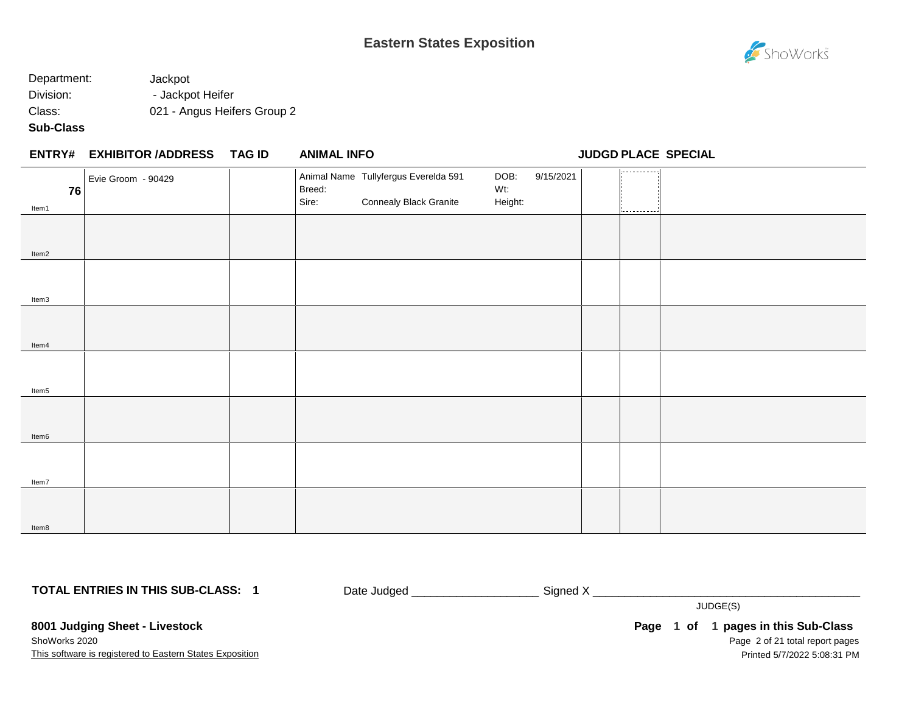# Eastern States Exposition

Department: Jackpot
Division: - Jackpot Heifer
Class: 021 - Angus Heifers Group 2
**Sub-Class**

| ENTRY# | EXHIBITOR /ADDRESS | TAG ID | ANIMAL INFO | JUDGD | PLACE | SPECIAL |
|---|---|---|---|---|---|---|
| **76** Item1 | Evie Groom - 90429 | | Animal Name: Tullyfergus Everelda 591; Breed: ; Sire: Connealy Black Granite; DOB: 9/15/2021; Wt: ; Height: | | | |
| Item2 | | | | | | |
| Item3 | | | | | | |
| Item4 | | | | | | |
| Item5 | | | | | | |
| Item6 | | | | | | |
| Item7 | | | | | | |
| Item8 | | | | | | |

**TOTAL ENTRIES IN THIS SUB-CLASS: 1**

Date Judged ____________________ Signed X ____________________________________________

JUDGE(S)

**8001 Judging Sheet - Livestock**

**Page 1 of 1 pages in this Sub-Class**

ShoWorks 2020

This software is registered to Eastern States Exposition

Printed 5/7/2022 5:08:31 PM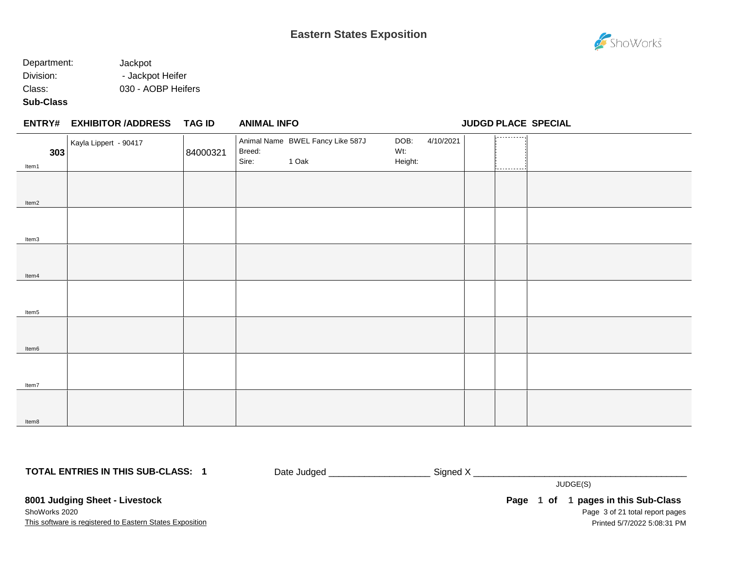# Eastern States Exposition

Department: Jackpot
Division: - Jackpot Heifer
Class: 030 - AOBP Heifers
**Sub-Class**

| ENTRY# | EXHIBITOR /ADDRESS | TAG ID | ANIMAL INFO | JUDGD | PLACE | SPECIAL |
|---|---|---|---|---|---|---|
| **303** Item1 | Kayla Lippert - 90417 | 84000321 | Animal Name BWEL Fancy Like 587J<br>Breed:<br>Sire: 1 Oak<br>DOB: 4/10/2021<br>Wt:<br>Height: | | | |
| Item2 | | | | | | |
| Item3 | | | | | | |
| Item4 | | | | | | |
| Item5 | | | | | | |
| Item6 | | | | | | |
| Item7 | | | | | | |
| Item8 | | | | | | |

**TOTAL ENTRIES IN THIS SUB-CLASS: 1**

Date Judged ____________________ Signed X ____________________________________________
JUDGE(S)

**8001 Judging Sheet - Livestock**
ShoWorks 2020
This software is registered to Eastern States Exposition

**Page 1 of 1 pages in this Sub-Class**
Printed 5/7/2022 5:08:31 PM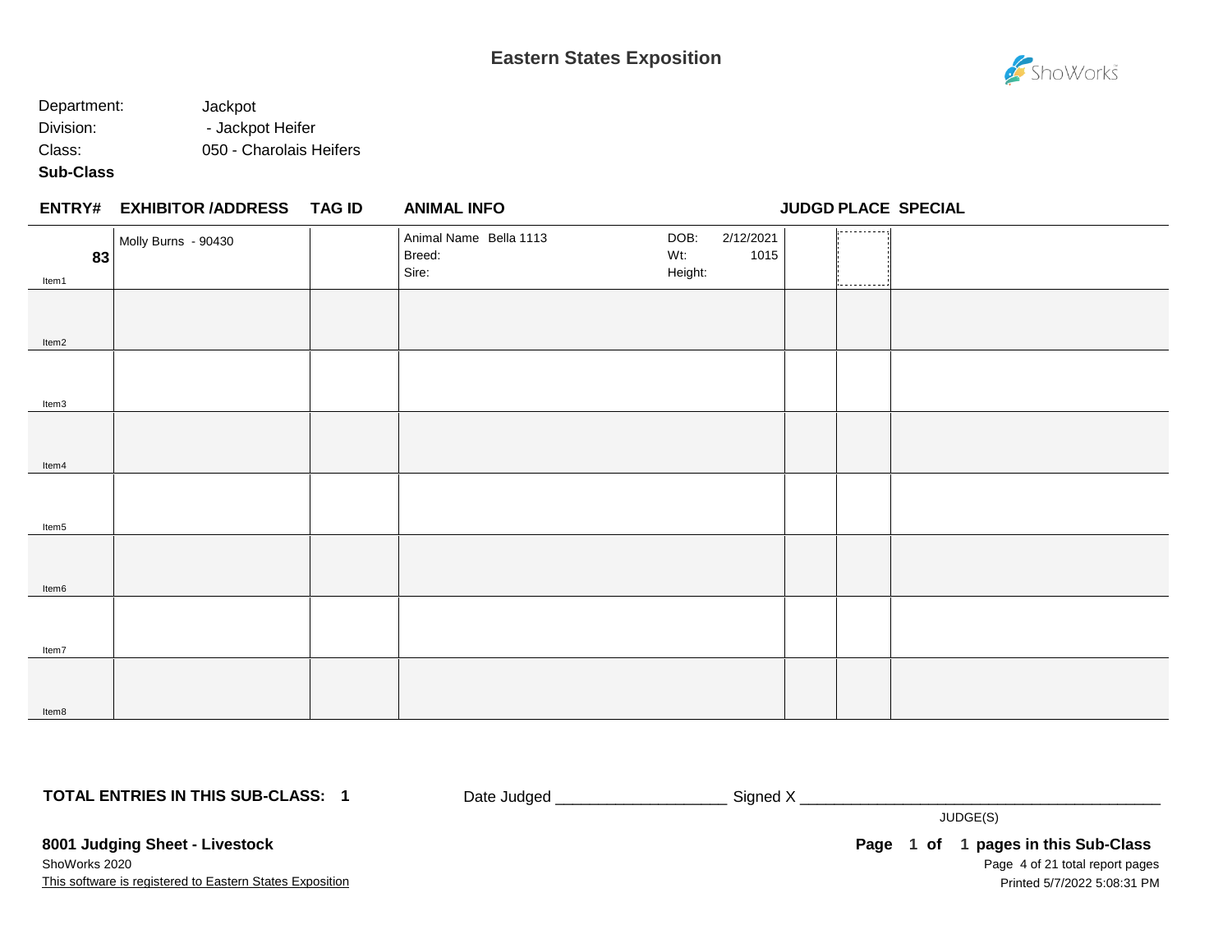# Eastern States Exposition

Department: Jackpot
Division: - Jackpot Heifer
Class: 050 - Charolais Heifers
**Sub-Class**

| ENTRY# | EXHIBITOR /ADDRESS | TAG ID | ANIMAL INFO | | JUDGD | PLACE | SPECIAL |
|---|---|---|---|---|---|---|---|
| 83 Item1 | Molly Burns - 90430 | | Animal Name Bella 1113<br>Breed:<br>Sire: | DOB: 2/12/2021<br>Wt: 1015<br>Height: | | | |
| Item2 | | | | | | | |
| Item3 | | | | | | | |
| Item4 | | | | | | | |
| Item5 | | | | | | | |
| Item6 | | | | | | | |
| Item7 | | | | | | | |
| Item8 | | | | | | | |

**TOTAL ENTRIES IN THIS SUB-CLASS: 1**

Date Judged ___________________ Signed X ________________________________________

JUDGE(S)

**8001 Judging Sheet - Livestock**

ShoWorks 2020

This software is registered to Eastern States Exposition

**Page 1 of 1 pages in this Sub-Class**

Printed 5/7/2022 5:08:31 PM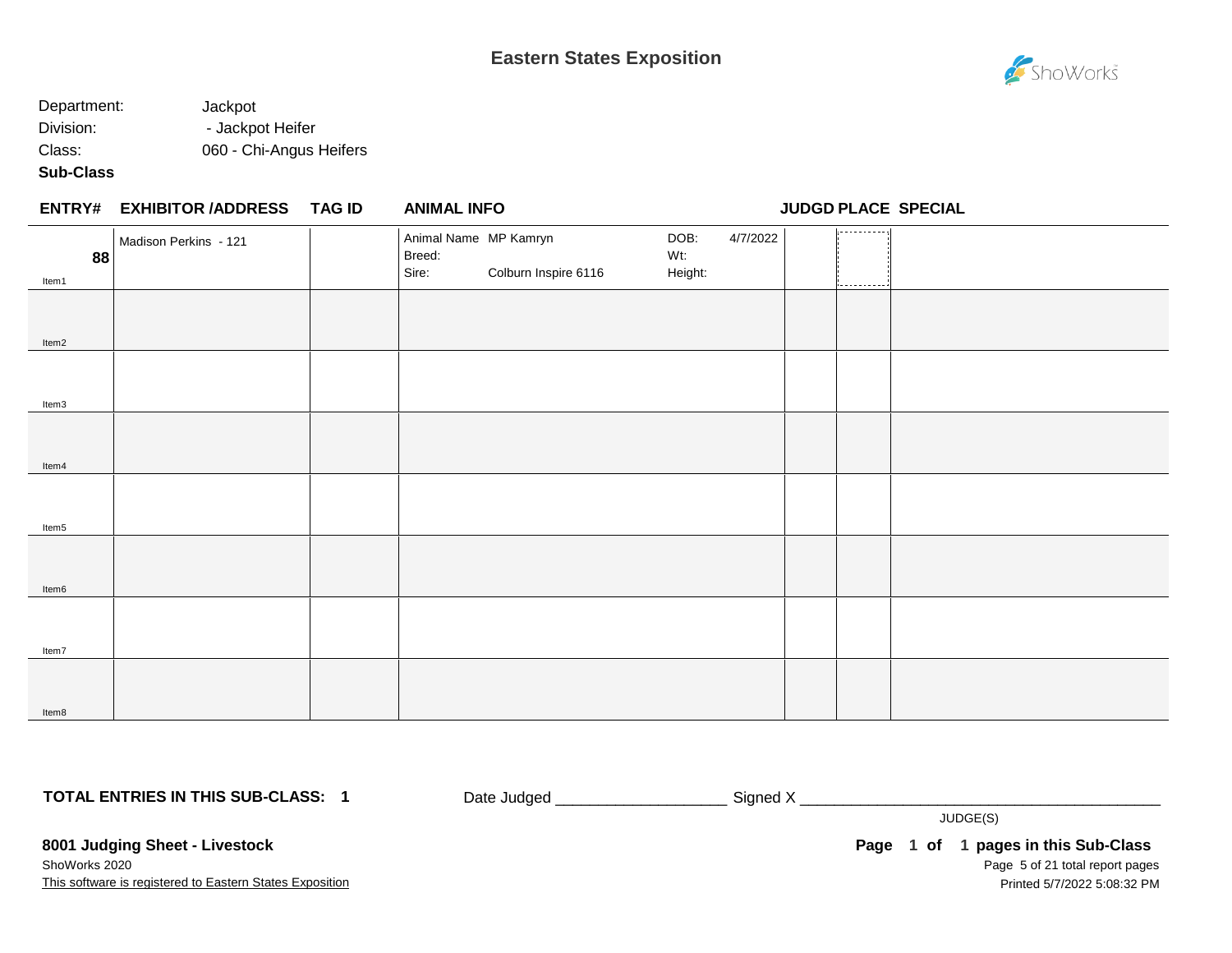# Eastern States Exposition

Department: Jackpot
Division: - Jackpot Heifer
Class: 060 - Chi-Angus Heifers
**Sub-Class**

| ENTRY# | EXHIBITOR /ADDRESS | TAG ID | ANIMAL INFO | JUDGD | PLACE | SPECIAL |
|---|---|---|---|---|---|---|
| **88** Item1 | Madison Perkins - 121 | | Animal Name: MP Kamryn<br>Breed:<br>Sire: Colburn Inspire 6116<br>DOB: 4/7/2022<br>Wt:<br>Height: | | | |
| Item2 | | | | | | |
| Item3 | | | | | | |
| Item4 | | | | | | |
| Item5 | | | | | | |
| Item6 | | | | | | |
| Item7 | | | | | | |
| Item8 | | | | | | |

**TOTAL ENTRIES IN THIS SUB-CLASS: 1**

Date Judged ___________________ Signed X ________________________________________
JUDGE(S)

**8001 Judging Sheet - Livestock**
ShoWorks 2020
This software is registered to Eastern States Exposition

**Page 1 of 1 pages in this Sub-Class**
Printed 5/7/2022 5:08:32 PM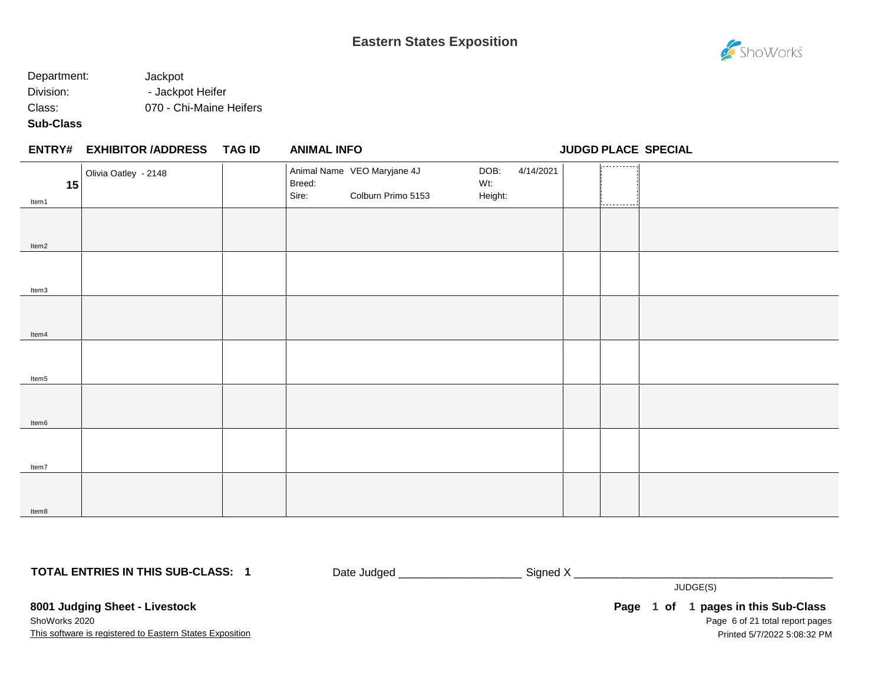# Eastern States Exposition

Department: Jackpot

Division: - Jackpot Heifer

Class: 070 - Chi-Maine Heifers

**Sub-Class**

| ENTRY# | EXHIBITOR /ADDRESS | TAG ID | ANIMAL INFO | | | | JUDGD | PLACE | SPECIAL |
|---|---|---|---|---|---|---|---|---|---|
| 15 Item1 | Olivia Oatley - 2148 | | Animal Name<br>Breed:<br>Sire: | VEO Maryjane 4J<br><br>Colburn Primo 5153 | DOB:<br>Wt:<br>Height: | 4/14/2021 | | | |
| Item2 | | | | | | | | | |
| Item3 | | | | | | | | | |
| Item4 | | | | | | | | | |
| Item5 | | | | | | | | | |
| Item6 | | | | | | | | | |
| Item7 | | | | | | | | | |
| Item8 | | | | | | | | | |

**TOTAL ENTRIES IN THIS SUB-CLASS: 1**

Date Judged ___________________ Signed X ________________________________________

JUDGE(S)

**8001 Judging Sheet - Livestock**

ShoWorks 2020

This software is registered to Eastern States Exposition

**Page 1 of 1 pages in this Sub-Class**

Printed 5/7/2022 5:08:32 PM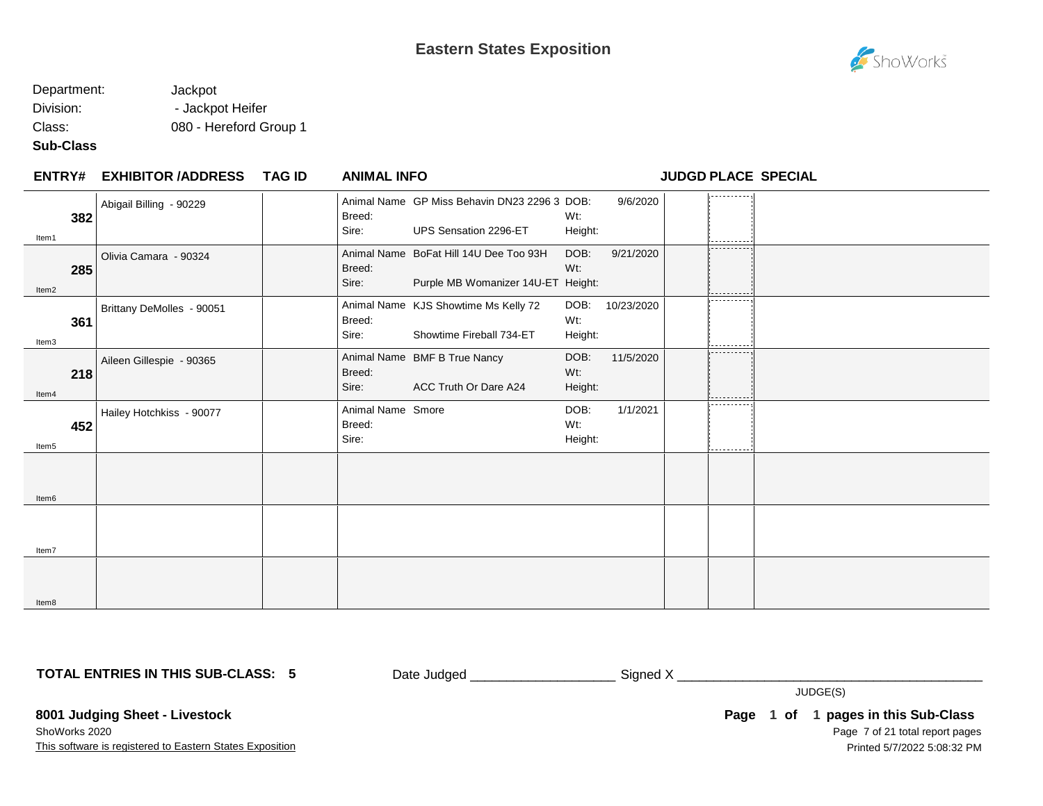# Eastern States Exposition

Department: Jackpot
Division: - Jackpot Heifer
Class: 080 - Hereford Group 1
**Sub-Class**

| ENTRY# | EXHIBITOR /ADDRESS | TAG ID | ANIMAL INFO | | | | JUDGD | PLACE | SPECIAL |
|---|---|---|---|---|---|---|---|---|---|
| **382** Item1 | Abigail Billing - 90229 | | Animal Name<br>Breed:<br>Sire: | GP Miss Behavin DN23 2296 3<br><br>UPS Sensation 2296-ET | DOB:<br>Wt:<br>Height: | 9/6/2020 | | | |
| **285** Item2 | Olivia Camara - 90324 | | Animal Name<br>Breed:<br>Sire: | BoFat Hill 14U Dee Too 93H<br><br>Purple MB Womanizer 14U-ET | DOB:<br>Wt:<br>Height: | 9/21/2020 | | | |
| **361** Item3 | Brittany DeMolles - 90051 | | Animal Name<br>Breed:<br>Sire: | KJS Showtime Ms Kelly 72<br><br>Showtime Fireball 734-ET | DOB:<br>Wt:<br>Height: | 10/23/2020 | | | |
| **218** Item4 | Aileen Gillespie - 90365 | | Animal Name<br>Breed:<br>Sire: | BMF B True Nancy<br><br>ACC Truth Or Dare A24 | DOB:<br>Wt:<br>Height: | 11/5/2020 | | | |
| **452** Item5 | Hailey Hotchkiss - 90077 | | Animal Name<br>Breed:<br>Sire: | Smore | DOB:<br>Wt:<br>Height: | 1/1/2021 | | | |
| Item6 | | | | | | | | | |
| Item7 | | | | | | | | | |
| Item8 | | | | | | | | | |

**TOTAL ENTRIES IN THIS SUB-CLASS: 5**

Date Judged ____________________ Signed X ____________________________________________
JUDGE(S)

**8001 Judging Sheet - Livestock**
ShoWorks 2020
This software is registered to Eastern States Exposition

**Page 1 of 1 pages in this Sub-Class**
Printed 5/7/2022 5:08:32 PM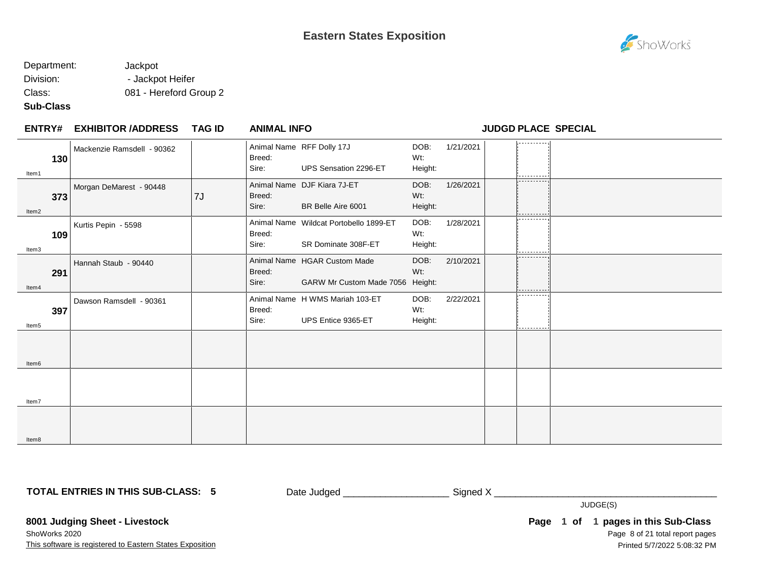# Eastern States Exposition

Department: Jackpot

Division: - Jackpot Heifer

Class: 081 - Hereford Group 2

**Sub-Class**

| ENTRY# | EXHIBITOR /ADDRESS | TAG ID | ANIMAL INFO | | | | JUDGD | PLACE | SPECIAL |
|---|---|---|---|---|---|---|---|---|---|
| 130 (Item1) | Mackenzie Ramsdell - 90362 | | Animal Name: RFF Dolly 17J<br>Breed:<br>Sire: UPS Sensation 2296-ET | | DOB: 1/21/2021<br>Wt:<br>Height: | | | | |
| 373 (Item2) | Morgan DeMarest - 90448 | 7J | Animal Name: DJF Kiara 7J-ET<br>Breed:<br>Sire: BR Belle Aire 6001 | | DOB: 1/26/2021<br>Wt:<br>Height: | | | | |
| 109 (Item3) | Kurtis Pepin - 5598 | | Animal Name: Wildcat Portobello 1899-ET<br>Breed:<br>Sire: SR Dominate 308F-ET | | DOB: 1/28/2021<br>Wt:<br>Height: | | | | |
| 291 (Item4) | Hannah Staub - 90440 | | Animal Name: HGAR Custom Made<br>Breed:<br>Sire: GARW Mr Custom Made 7056 | | DOB: 2/10/2021<br>Wt:<br>Height: | | | | |
| 397 (Item5) | Dawson Ramsdell - 90361 | | Animal Name: H WMS Mariah 103-ET<br>Breed:<br>Sire: UPS Entice 9365-ET | | DOB: 2/22/2021<br>Wt:<br>Height: | | | | |
| Item6 | | | | | | | | | |
| Item7 | | | | | | | | | |
| Item8 | | | | | | | | | |

**TOTAL ENTRIES IN THIS SUB-CLASS: 5**

Date Judged ___________________ Signed X ________________________________________

JUDGE(S)

**8001 Judging Sheet - Livestock**

ShoWorks 2020

This software is registered to Eastern States Exposition

**Page 1 of 1 pages in this Sub-Class**

Printed 5/7/2022 5:08:32 PM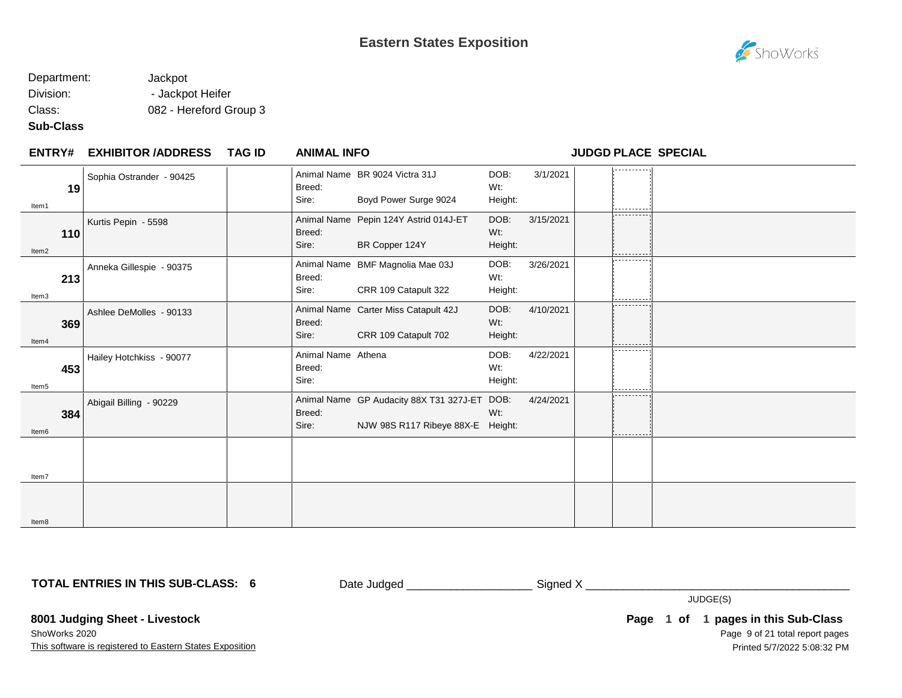# Eastern States Exposition

Department: Jackpot
Division: - Jackpot Heifer
Class: 082 - Hereford Group 3
**Sub-Class**

| ENTRY# | EXHIBITOR /ADDRESS | TAG ID | ANIMAL INFO | | | | JUDGD | PLACE | SPECIAL |
|---|---|---|---|---|---|---|---|---|---|
| **19** Item1 | Sophia Ostrander - 90425 | | Animal Name<br>Breed:<br>Sire: | BR 9024 Victra 31J<br><br>Boyd Power Surge 9024 | DOB:<br>Wt:<br>Height: | 3/1/2021 | | | |
| **110** Item2 | Kurtis Pepin - 5598 | | Animal Name<br>Breed:<br>Sire: | Pepin 124Y Astrid 014J-ET<br><br>BR Copper 124Y | DOB:<br>Wt:<br>Height: | 3/15/2021 | | | |
| **213** Item3 | Anneka Gillespie - 90375 | | Animal Name<br>Breed:<br>Sire: | BMF Magnolia Mae 03J<br><br>CRR 109 Catapult 322 | DOB:<br>Wt:<br>Height: | 3/26/2021 | | | |
| **369** Item4 | Ashlee DeMolles - 90133 | | Animal Name<br>Breed:<br>Sire: | Carter Miss Catapult 42J<br><br>CRR 109 Catapult 702 | DOB:<br>Wt:<br>Height: | 4/10/2021 | | | |
| **453** Item5 | Hailey Hotchkiss - 90077 | | Animal Name<br>Breed:<br>Sire: | Athena | DOB:<br>Wt:<br>Height: | 4/22/2021 | | | |
| **384** Item6 | Abigail Billing - 90229 | | Animal Name<br>Breed:<br>Sire: | GP Audacity 88X T31 327J-ET<br><br>NJW 98S R117 Ribeye 88X-E | DOB:<br>Wt:<br>Height: | 4/24/2021 | | | |
| Item7 | | | | | | | | | |
| Item8 | | | | | | | | | |

**TOTAL ENTRIES IN THIS SUB-CLASS: 6**

Date Judged ____________________ Signed X ____________________________________________

JUDGE(S)

**8001 Judging Sheet - Livestock**
ShoWorks 2020
This software is registered to Eastern States Exposition

**Page 1 of 1 pages in this Sub-Class**
Printed 5/7/2022 5:08:32 PM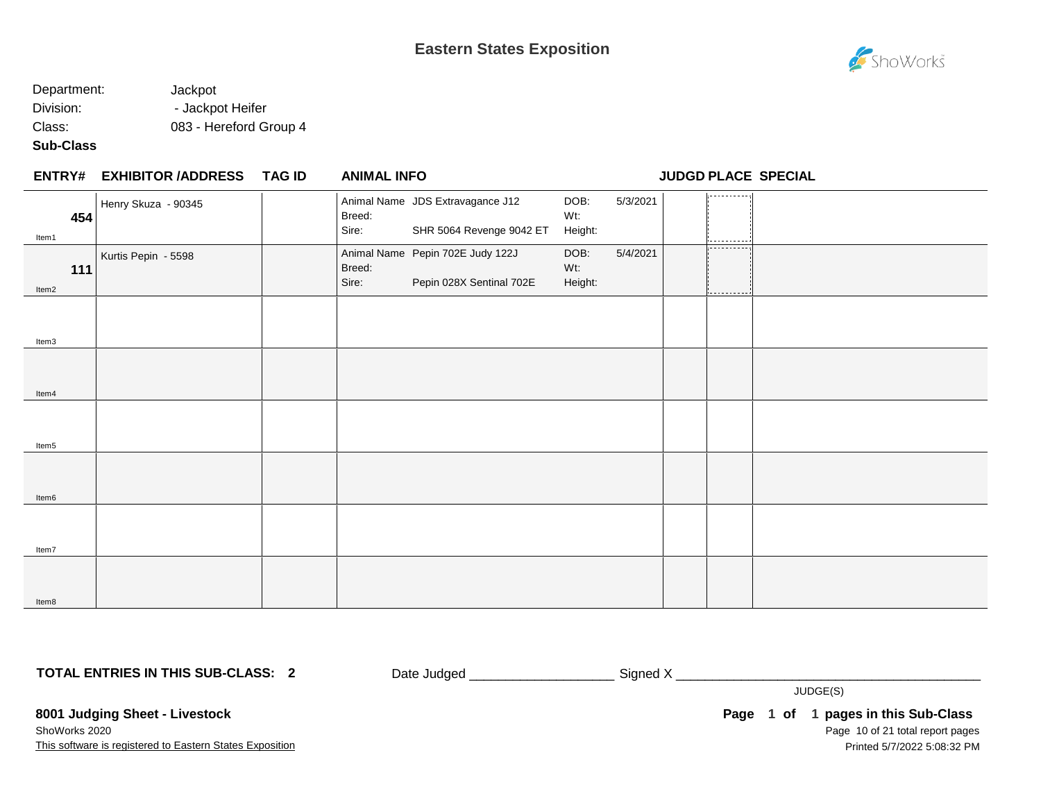# Eastern States Exposition

Department: Jackpot

Division: - Jackpot Heifer

Class: 083 - Hereford Group 4

**Sub-Class**

| ENTRY# | EXHIBITOR /ADDRESS | TAG ID | ANIMAL INFO | | | | JUDGD | PLACE | SPECIAL |
|---|---|---|---|---|---|---|---|---|---|
| **454** Item1 | Henry Skuza - 90345 | | Animal Name<br>Breed:<br>Sire: | JDS Extravagance J12<br><br>SHR 5064 Revenge 9042 ET | DOB:<br>Wt:<br>Height: | 5/3/2021 | | | |
| **111** Item2 | Kurtis Pepin - 5598 | | Animal Name<br>Breed:<br>Sire: | Pepin 702E Judy 122J<br><br>Pepin 028X Sentinal 702E | DOB:<br>Wt:<br>Height: | 5/4/2021 | | | |
| Item3 | | | | | | | | | |
| Item4 | | | | | | | | | |
| Item5 | | | | | | | | | |
| Item6 | | | | | | | | | |
| Item7 | | | | | | | | | |
| Item8 | | | | | | | | | |

**TOTAL ENTRIES IN THIS SUB-CLASS: 2**

Date Judged ___________________ Signed X ________________________________________

JUDGE(S)

**8001 Judging Sheet - Livestock**

ShoWorks 2020

This software is registered to Eastern States Exposition

**Page 1 of 1 pages in this Sub-Class**

Printed 5/7/2022 5:08:32 PM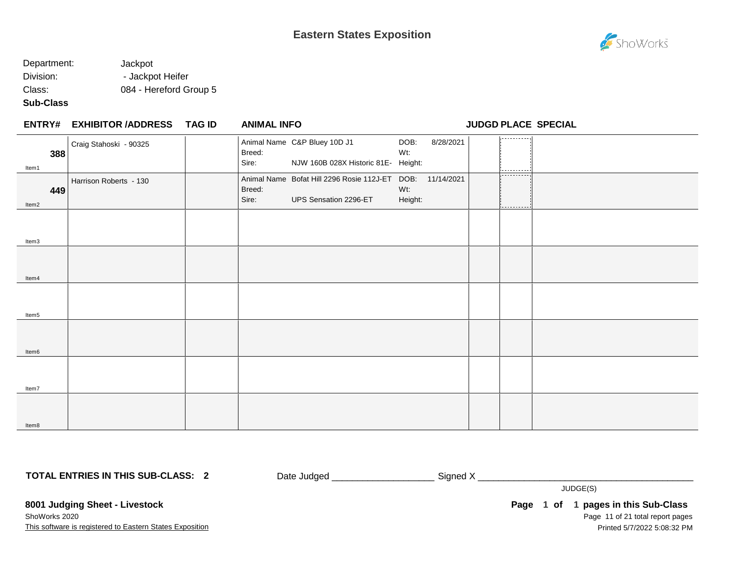# Eastern States Exposition

Department: Jackpot
Division: - Jackpot Heifer
Class: 084 - Hereford Group 5
**Sub-Class**

| ENTRY# | EXHIBITOR /ADDRESS | TAG ID | ANIMAL INFO | JUDGD | PLACE | SPECIAL |
|---|---|---|---|---|---|---|
| **388** Item1 | Craig Stahoski - 90325 | | Animal Name: C&P Bluey 10D J1; DOB: 8/28/2021; Breed: ; Wt: ; Sire: NJW 160B 028X Historic 81E-; Height: | | | |
| **449** Item2 | Harrison Roberts - 130 | | Animal Name: Bofat Hill 2296 Rosie 112J-ET; DOB: 11/14/2021; Breed: ; Wt: ; Sire: UPS Sensation 2296-ET; Height: | | | |
| Item3 | | | | | | |
| Item4 | | | | | | |
| Item5 | | | | | | |
| Item6 | | | | | | |
| Item7 | | | | | | |
| Item8 | | | | | | |

**TOTAL ENTRIES IN THIS SUB-CLASS: 2**

Date Judged ___________________ Signed X ________________________________________
JUDGE(S)

**8001 Judging Sheet - Livestock**
ShoWorks 2020
This software is registered to Eastern States Exposition

**Page 1 of 1 pages in this Sub-Class**
Printed 5/7/2022 5:08:32 PM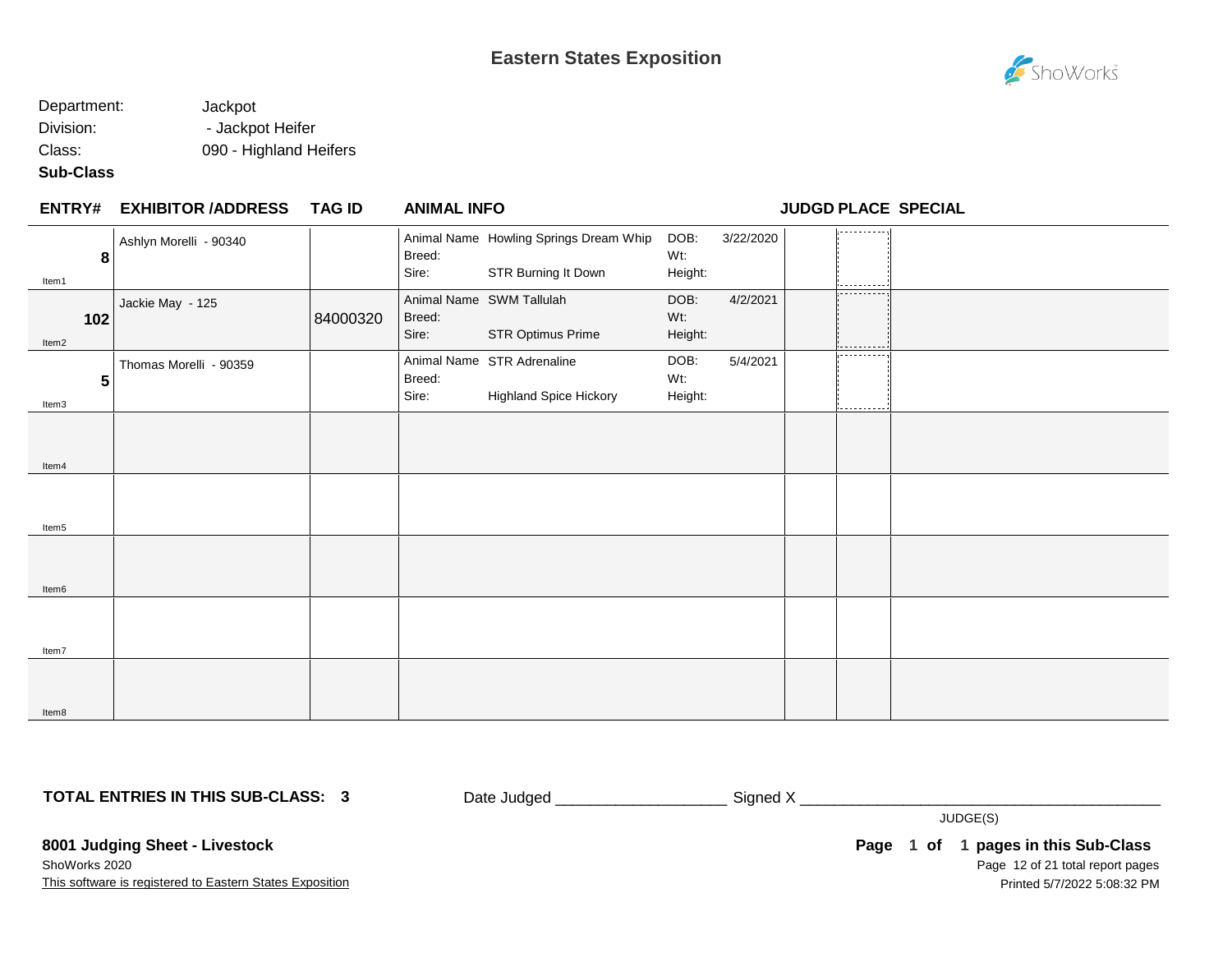# Eastern States Exposition

Department: Jackpot
Division: - Jackpot Heifer
Class: 090 - Highland Heifers
**Sub-Class**

| ENTRY# | EXHIBITOR /ADDRESS | TAG ID | ANIMAL INFO | | | | JUDGD | PLACE | SPECIAL |
|---|---|---|---|---|---|---|---|---|---|
| 8 (Item1) | Ashlyn Morelli - 90340 | | Animal Name<br>Breed:<br>Sire: | Howling Springs Dream Whip<br><br>STR Burning It Down | DOB:<br>Wt:<br>Height: | 3/22/2020 | | | |
| 102 (Item2) | Jackie May - 125 | 84000320 | Animal Name<br>Breed:<br>Sire: | SWM Tallulah<br><br>STR Optimus Prime | DOB:<br>Wt:<br>Height: | 4/2/2021 | | | |
| 5 (Item3) | Thomas Morelli - 90359 | | Animal Name<br>Breed:<br>Sire: | STR Adrenaline<br><br>Highland Spice Hickory | DOB:<br>Wt:<br>Height: | 5/4/2021 | | | |
| Item4 | | | | | | | | | |
| Item5 | | | | | | | | | |
| Item6 | | | | | | | | | |
| Item7 | | | | | | | | | |
| Item8 | | | | | | | | | |

**TOTAL ENTRIES IN THIS SUB-CLASS: 3**

Date Judged ___________________ Signed X ________________________________________

JUDGE(S)

**8001 Judging Sheet - Livestock**

ShoWorks 2020

This software is registered to Eastern States Exposition

**Page 1 of 1 pages in this Sub-Class**

Printed 5/7/2022 5:08:32 PM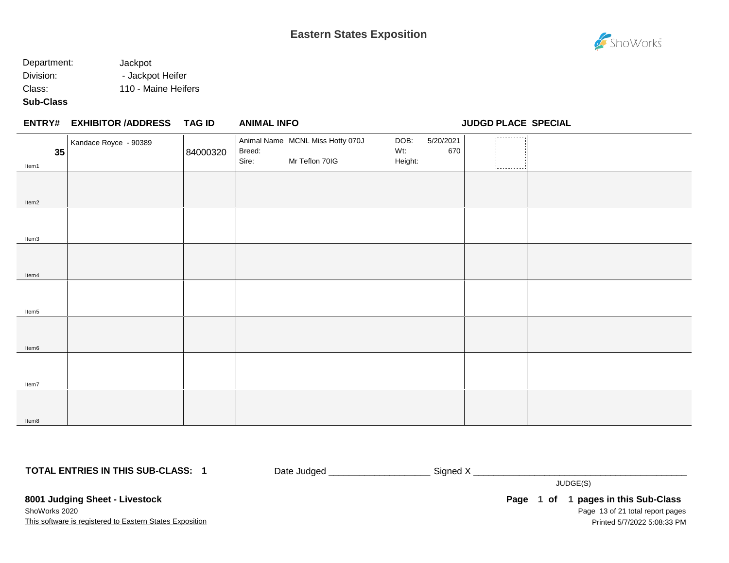## Eastern States Exposition

Department: Jackpot
Division: - Jackpot Heifer
Class: 110 - Maine Heifers
**Sub-Class**

| ENTRY# | EXHIBITOR /ADDRESS | TAG ID | ANIMAL INFO | JUDGD | PLACE | SPECIAL |
|---|---|---|---|---|---|---|
| **35** Item1 | Kandace Royce - 90389 | 84000320 | Animal Name MCNL Miss Hotty 070J; Breed: ; Sire: Mr Teflon 70IG; DOB: 5/20/2021; Wt: 670; Height: | | | |
| Item2 | | | | | | |
| Item3 | | | | | | |
| Item4 | | | | | | |
| Item5 | | | | | | |
| Item6 | | | | | | |
| Item7 | | | | | | |
| Item8 | | | | | | |

**TOTAL ENTRIES IN THIS SUB-CLASS: 1**

Date Judged ____________________ Signed X ____________________________________________
JUDGE(S)

**8001 Judging Sheet - Livestock**
ShoWorks 2020
This software is registered to Eastern States Exposition

**Page 1 of 1 pages in this Sub-Class**
Printed 5/7/2022 5:08:33 PM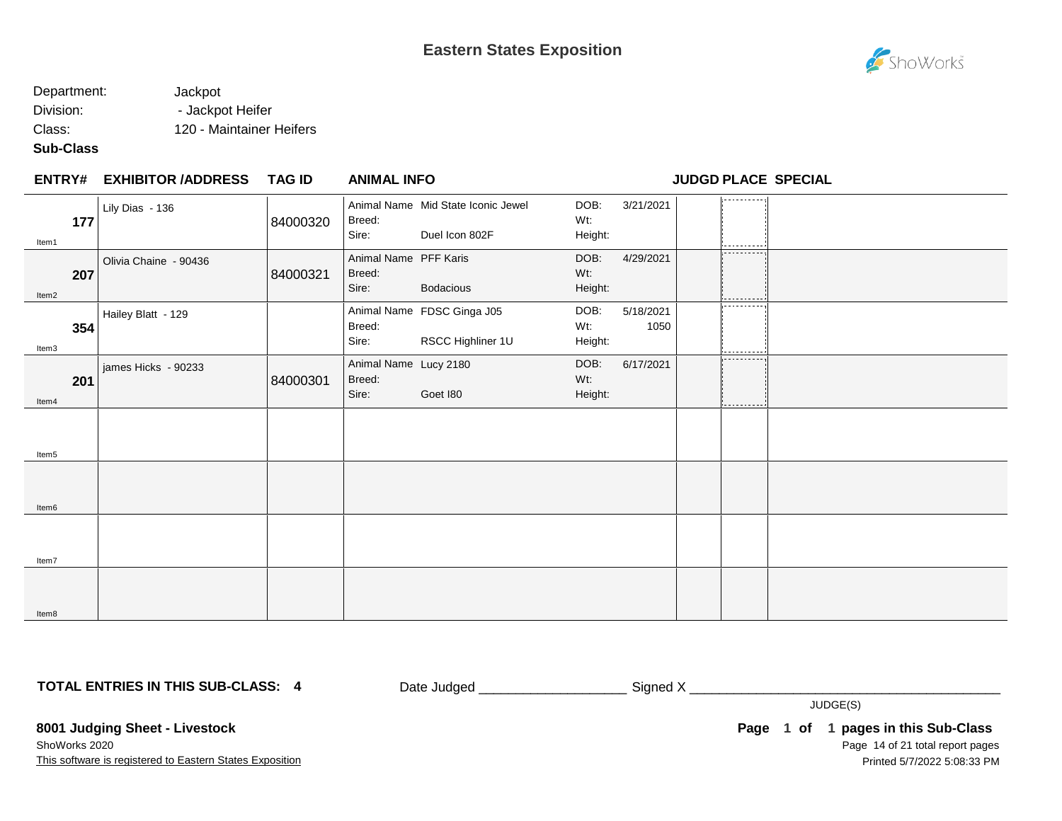# Eastern States Exposition

Department: Jackpot
Division: - Jackpot Heifer
Class: 120 - Maintainer Heifers
**Sub-Class**

| ENTRY# | EXHIBITOR /ADDRESS | TAG ID | ANIMAL INFO | | | | JUDGD | PLACE | SPECIAL |
|---|---|---|---|---|---|---|---|---|---|
| **177** Item1 | Lily Dias - 136 | 84000320 | Animal Name<br>Breed:<br>Sire: | Mid State Iconic Jewel<br><br>Duel Icon 802F | DOB:<br>Wt:<br>Height: | 3/21/2021 | | | |
| **207** Item2 | Olivia Chaine - 90436 | 84000321 | Animal Name<br>Breed:<br>Sire: | PFF Karis<br><br>Bodacious | DOB:<br>Wt:<br>Height: | 4/29/2021 | | | |
| **354** Item3 | Hailey Blatt - 129 | | Animal Name<br>Breed:<br>Sire: | FDSC Ginga J05<br><br>RSCC Highliner 1U | DOB:<br>Wt:<br>Height: | 5/18/2021<br>1050 | | | |
| **201** Item4 | james Hicks - 90233 | 84000301 | Animal Name<br>Breed:<br>Sire: | Lucy 2180<br><br>Goet I80 | DOB:<br>Wt:<br>Height: | 6/17/2021 | | | |
| Item5 | | | | | | | | | |
| Item6 | | | | | | | | | |
| Item7 | | | | | | | | | |
| Item8 | | | | | | | | | |

**TOTAL ENTRIES IN THIS SUB-CLASS: 4**

Date Judged ___________________ Signed X ________________________________________

JUDGE(S)

**8001 Judging Sheet - Livestock**
ShoWorks 2020
This software is registered to Eastern States Exposition

**Page 1 of 1 pages in this Sub-Class**
Printed 5/7/2022 5:08:33 PM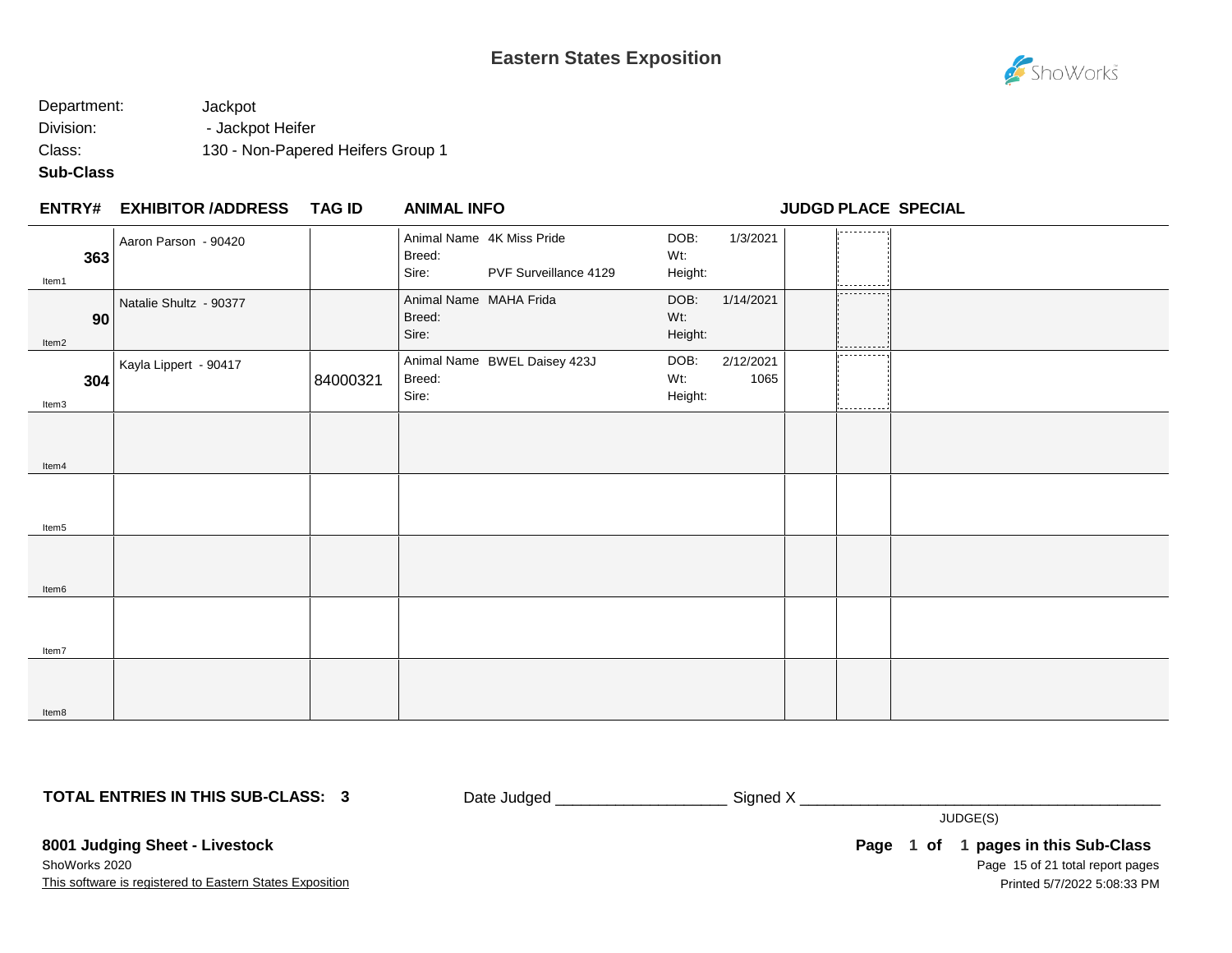# Eastern States Exposition

Department: Jackpot
Division: - Jackpot Heifer
Class: 130 - Non-Papered Heifers Group 1
**Sub-Class**

| ENTRY# | EXHIBITOR /ADDRESS | TAG ID | ANIMAL INFO | | | JUDGD | PLACE | SPECIAL |
|---|---|---|---|---|---|---|---|---|
| **363** Item1 | Aaron Parson - 90420 | | Animal Name 4K Miss Pride<br>Breed:<br>Sire: PVF Surveillance 4129 | DOB:<br>Wt:<br>Height: | 1/3/2021 | | | |
| **90** Item2 | Natalie Shultz - 90377 | | Animal Name MAHA Frida<br>Breed:<br>Sire: | DOB:<br>Wt:<br>Height: | 1/14/2021 | | | |
| **304** Item3 | Kayla Lippert - 90417 | 84000321 | Animal Name BWEL Daisey 423J<br>Breed:<br>Sire: | DOB:<br>Wt:<br>Height: | 2/12/2021<br>1065 | | | |
| Item4 | | | | | | | | |
| Item5 | | | | | | | | |
| Item6 | | | | | | | | |
| Item7 | | | | | | | | |
| Item8 | | | | | | | | |

**TOTAL ENTRIES IN THIS SUB-CLASS: 3**

Date Judged ___________________ Signed X ________________________________________

JUDGE(S)

**8001 Judging Sheet - Livestock**
ShoWorks 2020
This software is registered to Eastern States Exposition

**Page 1 of 1 pages in this Sub-Class**
Page 15 of 21 total report pages
Printed 5/7/2022 5:08:33 PM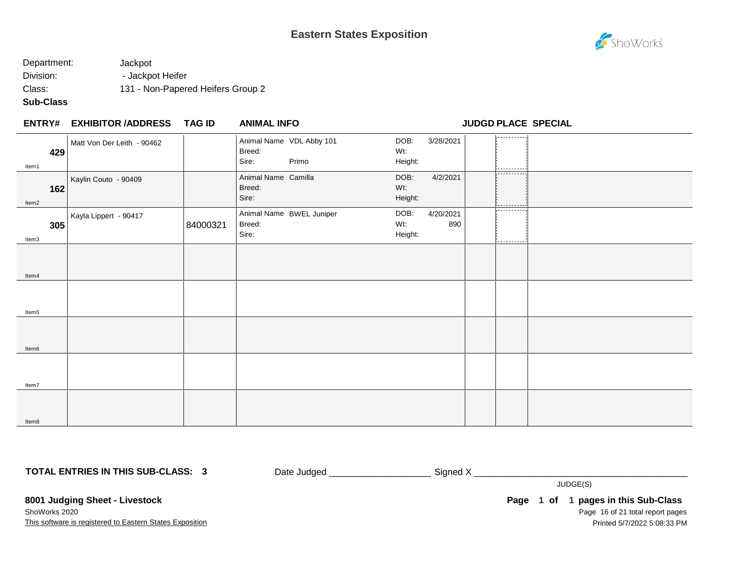# Eastern States Exposition

Department: Jackpot
Division: - Jackpot Heifer
Class: 131 - Non-Papered Heifers Group 2
**Sub-Class**

| ENTRY# | EXHIBITOR /ADDRESS | TAG ID | ANIMAL INFO | | JUDGD | PLACE | SPECIAL |
|---|---|---|---|---|---|---|---|
| **429** Item1 | Matt Von Der Leith - 90462 | | Animal Name VDL Abby 101<br>Breed:<br>Sire: Primo | DOB: 3/28/2021<br>Wt:<br>Height: | | | |
| **162** Item2 | Kaylin Couto - 90409 | | Animal Name Camilla<br>Breed:<br>Sire: | DOB: 4/2/2021<br>Wt:<br>Height: | | | |
| **305** Item3 | Kayla Lippert - 90417 | 84000321 | Animal Name BWEL Juniper<br>Breed:<br>Sire: | DOB: 4/20/2021<br>Wt: 890<br>Height: | | | |
| Item4 | | | | | | | |
| Item5 | | | | | | | |
| Item6 | | | | | | | |
| Item7 | | | | | | | |
| Item8 | | | | | | | |

**TOTAL ENTRIES IN THIS SUB-CLASS: 3**

Date Judged ___________________ Signed X ________________________________________
JUDGE(S)

**8001 Judging Sheet - Livestock**
ShoWorks 2020
This software is registered to Eastern States Exposition

**Page 1 of 1 pages in this Sub-Class**
Printed 5/7/2022 5:08:33 PM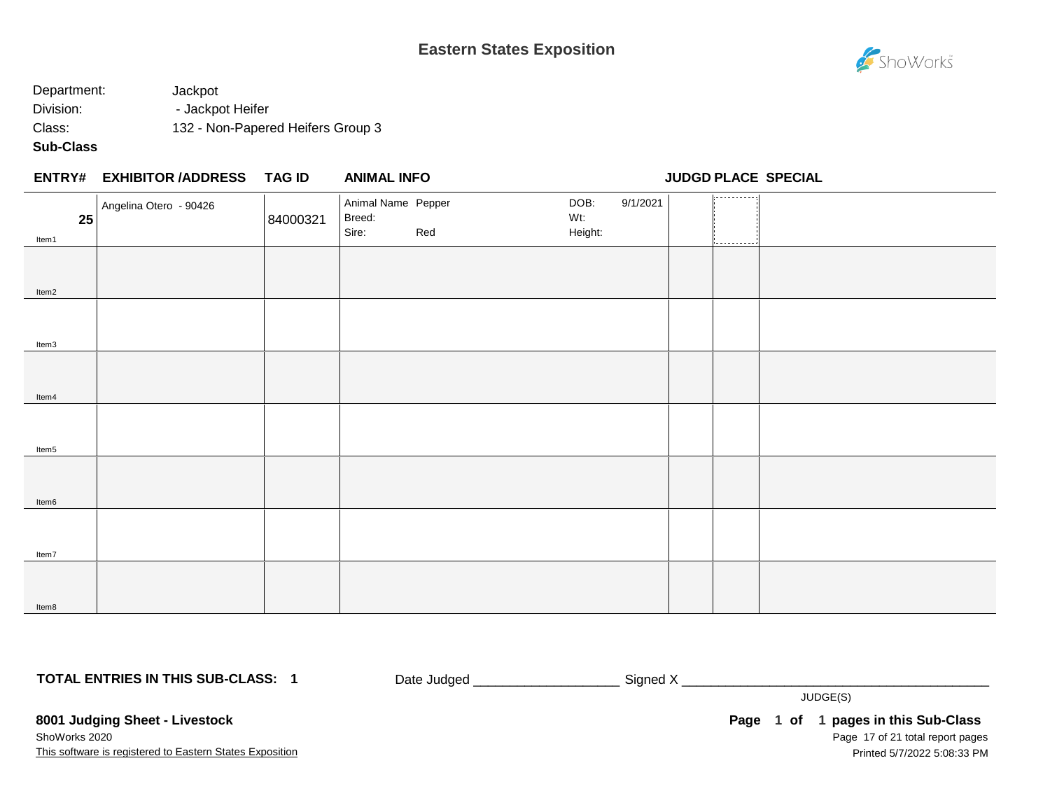# Eastern States Exposition

Department: Jackpot
Division: - Jackpot Heifer
Class: 132 - Non-Papered Heifers Group 3
**Sub-Class**

| ENTRY# | EXHIBITOR /ADDRESS | TAG ID | ANIMAL INFO | | JUDGD | PLACE | SPECIAL |
|---|---|---|---|---|---|---|---|
| 25 Item1 | Angelina Otero - 90426 | 84000321 | Animal Name Pepper<br>Breed:<br>Sire: Red | DOB: 9/1/2021<br>Wt:<br>Height: | | | |
| Item2 | | | | | | | |
| Item3 | | | | | | | |
| Item4 | | | | | | | |
| Item5 | | | | | | | |
| Item6 | | | | | | | |
| Item7 | | | | | | | |
| Item8 | | | | | | | |

**TOTAL ENTRIES IN THIS SUB-CLASS: 1**

Date Judged ____________________ Signed X ____________________________________________
JUDGE(S)

**8001 Judging Sheet - Livestock**
ShoWorks 2020
This software is registered to Eastern States Exposition

**Page 1 of 1 pages in this Sub-Class**
Printed 5/7/2022 5:08:33 PM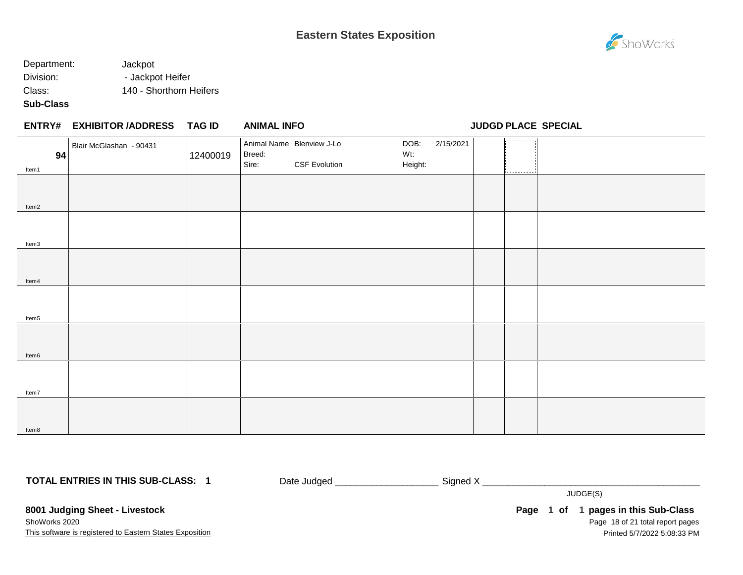# Eastern States Exposition

Department: Jackpot
Division: - Jackpot Heifer
Class: 140 - Shorthorn Heifers
**Sub-Class**

| ENTRY# | EXHIBITOR /ADDRESS | TAG ID | ANIMAL INFO | | JUDGD | PLACE | SPECIAL |
|---|---|---|---|---|---|---|---|
| 94 Item1 | Blair McGlashan - 90431 | 12400019 | Animal Name Blenview J-Lo<br>Breed:<br>Sire: CSF Evolution | DOB: 2/15/2021<br>Wt:<br>Height: | | | |
| Item2 | | | | | | | |
| Item3 | | | | | | | |
| Item4 | | | | | | | |
| Item5 | | | | | | | |
| Item6 | | | | | | | |
| Item7 | | | | | | | |
| Item8 | | | | | | | |

**TOTAL ENTRIES IN THIS SUB-CLASS: 1**

Date Judged ___________________ Signed X ________________________________________
JUDGE(S)

**8001 Judging Sheet - Livestock**
ShoWorks 2020
This software is registered to Eastern States Exposition

**Page 1 of 1 pages in this Sub-Class**
Printed 5/7/2022 5:08:33 PM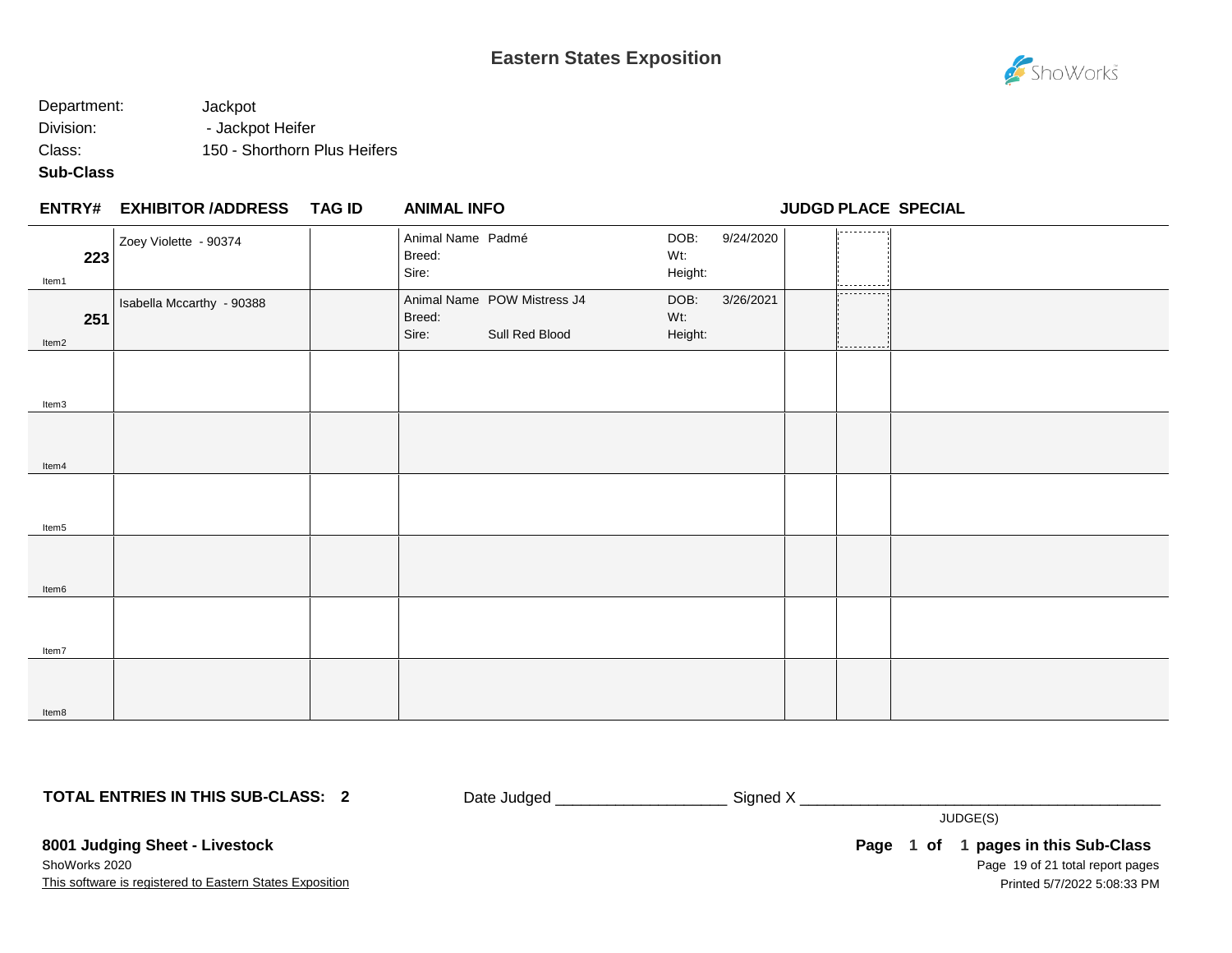# Eastern States Exposition

Department: Jackpot

Division: - Jackpot Heifer

Class: 150 - Shorthorn Plus Heifers

**Sub-Class**

| ENTRY# | EXHIBITOR /ADDRESS | TAG ID | ANIMAL INFO | | JUDGD | PLACE | SPECIAL |
|---|---|---|---|---|---|---|---|
| **223** Item1 | Zoey Violette - 90374 | | Animal Name Padmé<br>Breed:<br>Sire: | DOB: 9/24/2020<br>Wt:<br>Height: | | | |
| **251** Item2 | Isabella Mccarthy - 90388 | | Animal Name POW Mistress J4<br>Breed:<br>Sire: Sull Red Blood | DOB: 3/26/2021<br>Wt:<br>Height: | | | |
| Item3 | | | | | | | |
| Item4 | | | | | | | |
| Item5 | | | | | | | |
| Item6 | | | | | | | |
| Item7 | | | | | | | |
| Item8 | | | | | | | |

**TOTAL ENTRIES IN THIS SUB-CLASS: 2**

Date Judged ___________________ Signed X ________________________________________

JUDGE(S)

**8001 Judging Sheet - Livestock**

ShoWorks 2020

This software is registered to Eastern States Exposition

**Page 1 of 1 pages in this Sub-Class**

Page 19 of 21 total report pages

Printed 5/7/2022 5:08:33 PM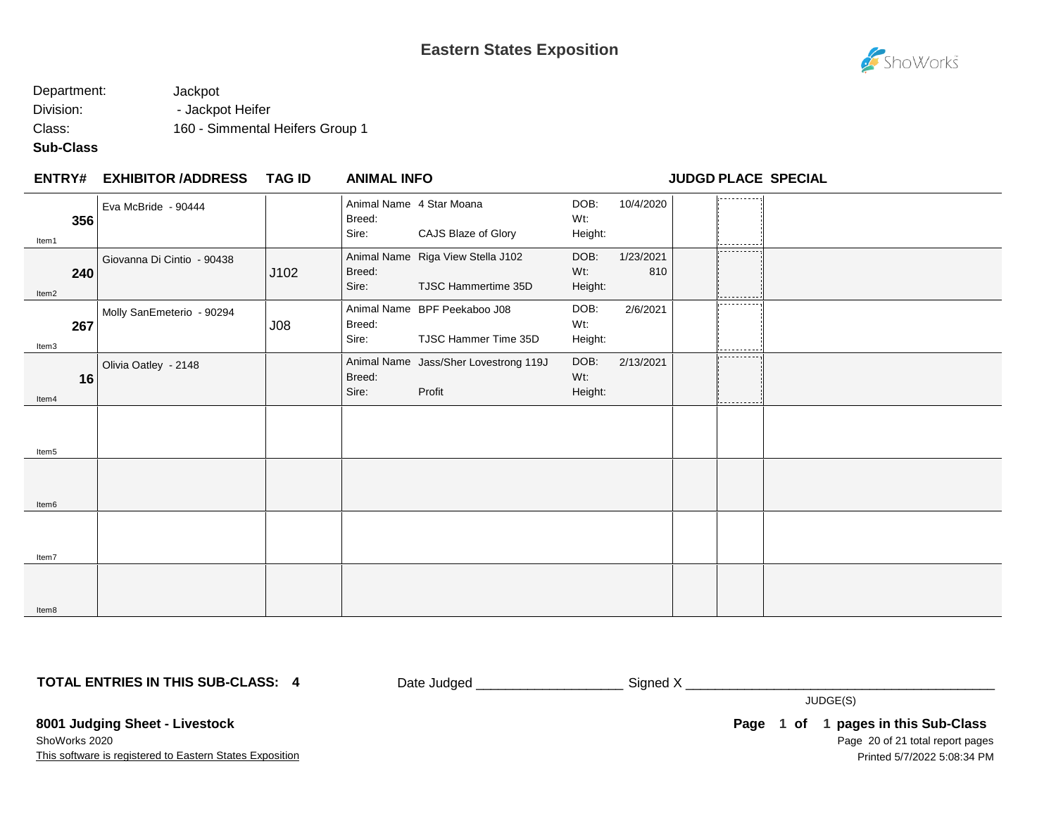# Eastern States Exposition

Department: Jackpot
Division: - Jackpot Heifer
Class: 160 - Simmental Heifers Group 1
**Sub-Class**

| ENTRY# | EXHIBITOR /ADDRESS | TAG ID | ANIMAL INFO | | | JUDGD | PLACE | SPECIAL |
|---|---|---|---|---|---|---|---|---|
| **356** Item1 | Eva McBride - 90444 | | Animal Name: 4 Star Moana<br>Breed:<br>Sire: CAJS Blaze of Glory | DOB: 10/4/2020<br>Wt:<br>Height: | | | | |
| **240** Item2 | Giovanna Di Cintio - 90438 | J102 | Animal Name: Riga View Stella J102<br>Breed:<br>Sire: TJSC Hammertime 35D | DOB: 1/23/2021<br>Wt: 810<br>Height: | | | | |
| **267** Item3 | Molly SanEmeterio - 90294 | J08 | Animal Name: BPF Peekaboo J08<br>Breed:<br>Sire: TJSC Hammer Time 35D | DOB: 2/6/2021<br>Wt:<br>Height: | | | | |
| **16** Item4 | Olivia Oatley - 2148 | | Animal Name: Jass/Sher Lovestrong 119J<br>Breed:<br>Sire: Profit | DOB: 2/13/2021<br>Wt:<br>Height: | | | | |
| Item5 | | | | | | | | |
| Item6 | | | | | | | | |
| Item7 | | | | | | | | |
| Item8 | | | | | | | | |

**TOTAL ENTRIES IN THIS SUB-CLASS: 4**

Date Judged ____________________ Signed X ____________________________________________
JUDGE(S)

**8001 Judging Sheet - Livestock**
ShoWorks 2020
This software is registered to Eastern States Exposition

**Page 1 of 1 pages in this Sub-Class**
Printed 5/7/2022 5:08:34 PM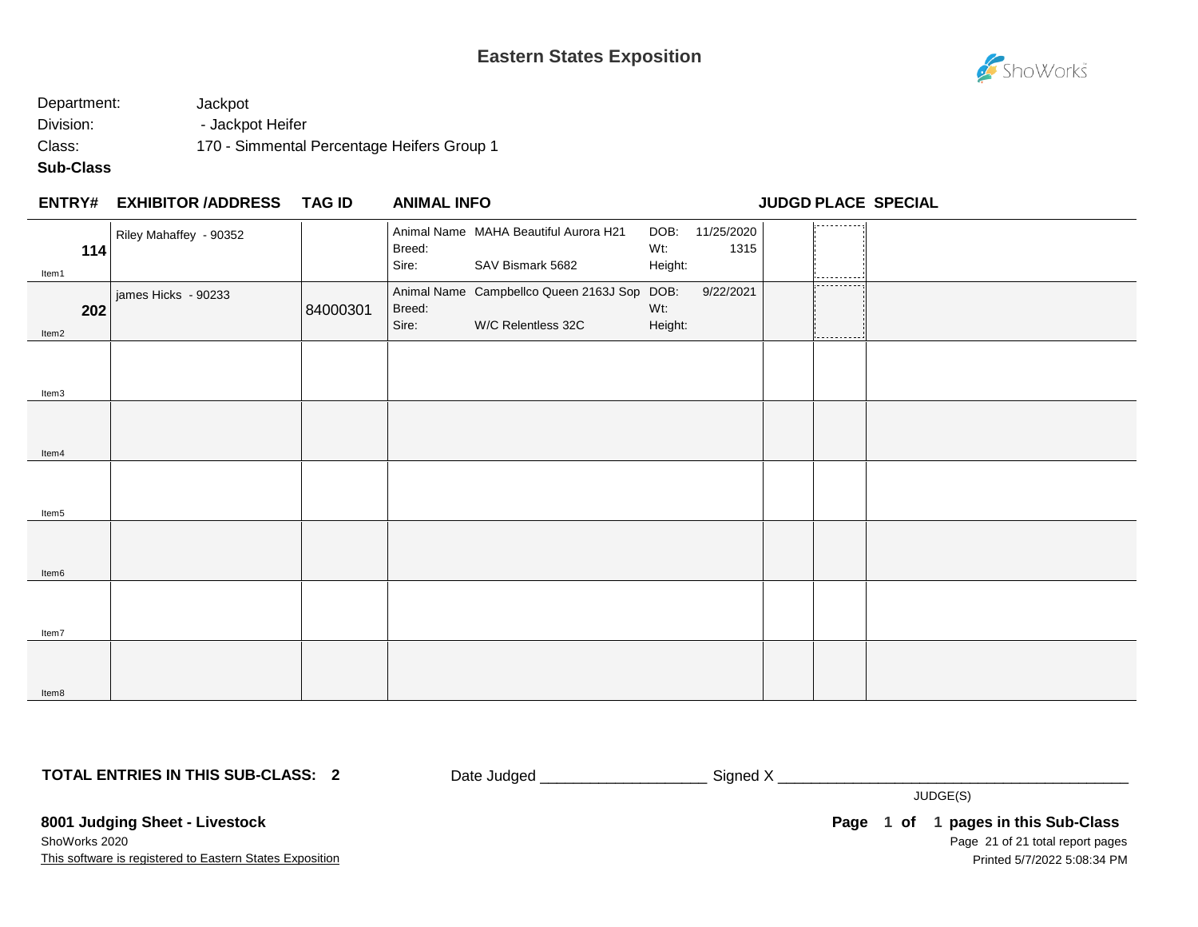# Eastern States Exposition

ShoWorks

Department: Jackpot
Division: - Jackpot Heifer
Class: 170 - Simmental Percentage Heifers Group 1
**Sub-Class**

| ENTRY# | EXHIBITOR /ADDRESS | TAG ID | ANIMAL INFO | JUDGD | PLACE | SPECIAL |
|---|---|---|---|---|---|---|
| 114 Item1 | Riley Mahaffey - 90352 | | Animal Name MAHA Beautiful Aurora H21; Breed:; Sire: SAV Bismark 5682; DOB: 11/25/2020; Wt: 1315; Height: | | | |
| 202 Item2 | james Hicks - 90233 | 84000301 | Animal Name Campbellco Queen 2163J Sop; Breed:; Sire: W/C Relentless 32C; DOB: 9/22/2021; Wt:; Height: | | | |
| Item3 | | | | | | |
| Item4 | | | | | | |
| Item5 | | | | | | |
| Item6 | | | | | | |
| Item7 | | | | | | |
| Item8 | | | | | | |

**TOTAL ENTRIES IN THIS SUB-CLASS: 2**

Date Judged ____________________ Signed X ____________________________________________

JUDGE(S)

**8001 Judging Sheet - Livestock**
ShoWorks 2020
This software is registered to Eastern States Exposition

**Page 1 of 1 pages in this Sub-Class**
Printed 5/7/2022 5:08:34 PM